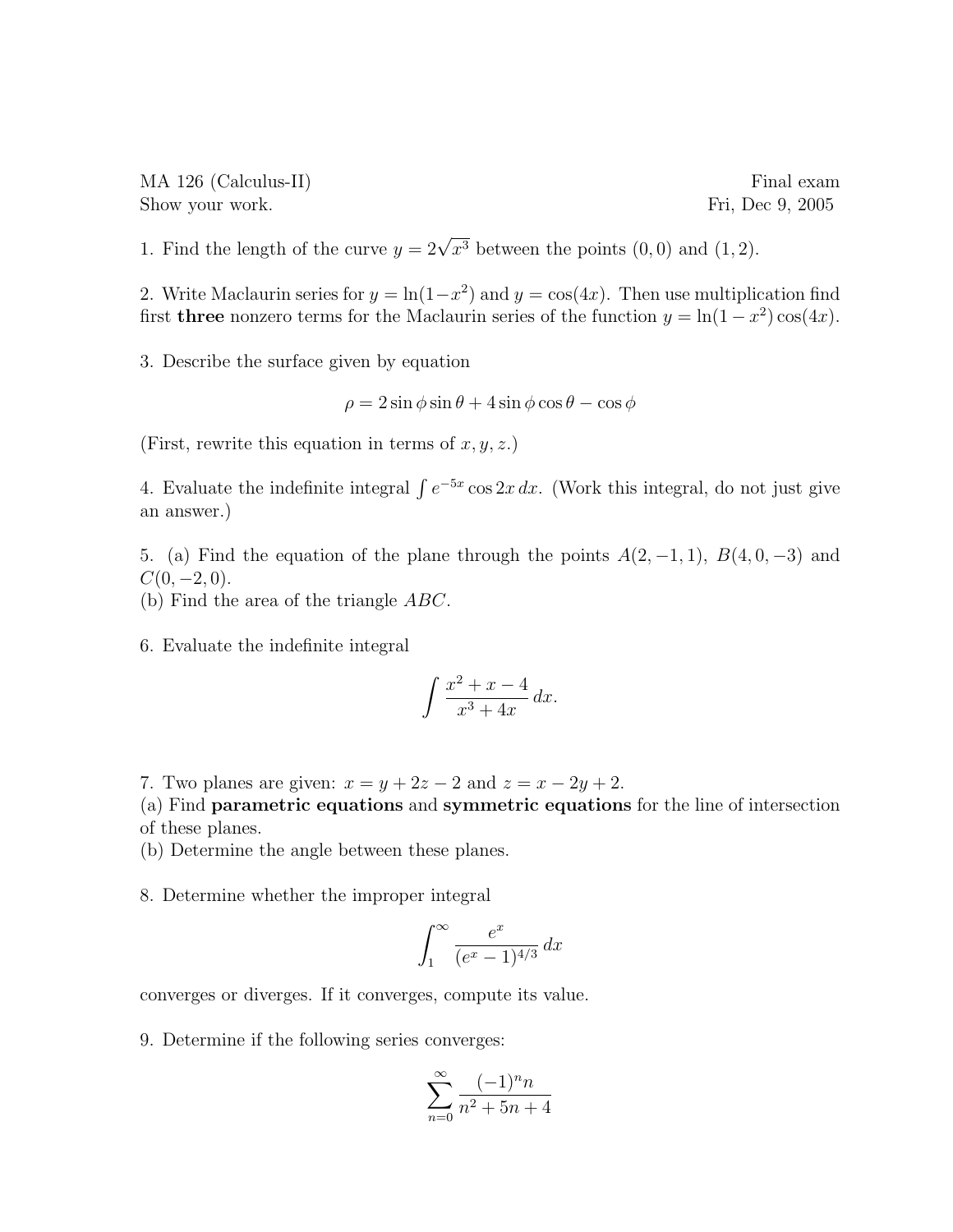MA 126 (Calculus-II) Final exam
Show your work. Fri, Dec 9, 2005

1. Find the length of the curve $y = 2\sqrt{x^3}$ between the points $(0, 0)$ and $(1, 2)$.

2. Write Maclaurin series for $y = \ln(1-x^2)$ and $y = \cos(4x)$. Then use multiplication find first **three** nonzero terms for the Maclaurin series of the function $y = \ln(1-x^2)\cos(4x)$.

3. Describe the surface given by equation

$$\rho = 2\sin\phi\sin\theta + 4\sin\phi\cos\theta - \cos\phi$$

(First, rewrite this equation in terms of $x, y, z$.)

4. Evaluate the indefinite integral $\int e^{-5x}\cos 2x\,dx$. (Work this integral, do not just give an answer.)

5. (a) Find the equation of the plane through the points $A(2, -1, 1)$, $B(4, 0, -3)$ and $C(0, -2, 0)$.
(b) Find the area of the triangle $ABC$.

6. Evaluate the indefinite integral

$$\int \frac{x^2 + x - 4}{x^3 + 4x}\,dx.$$

7. Two planes are given: $x = y + 2z - 2$ and $z = x - 2y + 2$.
(a) Find **parametric equations** and **symmetric equations** for the line of intersection of these planes.
(b) Determine the angle between these planes.

8. Determine whether the improper integral

$$\int_1^{\infty} \frac{e^x}{(e^x - 1)^{4/3}}\,dx$$

converges or diverges. If it converges, compute its value.

9. Determine if the following series converges:

$$\sum_{n=0}^{\infty} \frac{(-1)^n n}{n^2 + 5n + 4}$$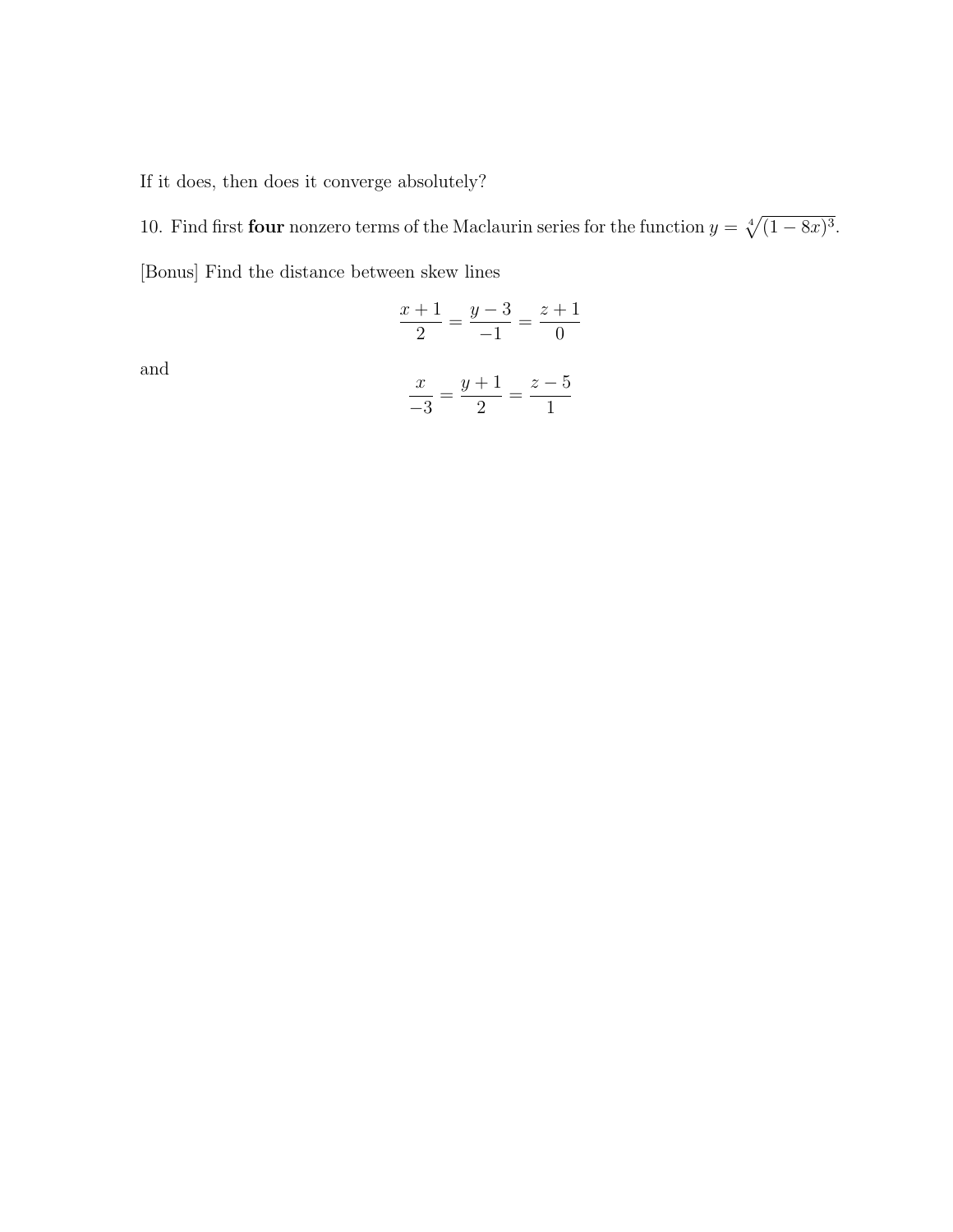If it does, then does it converge absolutely?

10. Find first **four** nonzero terms of the Maclaurin series for the function $y = \sqrt[4]{(1-8x)^3}$.

[Bonus] Find the distance between skew lines

$$\frac{x+1}{2} = \frac{y-3}{-1} = \frac{z+1}{0}$$

and

$$\frac{x}{-3} = \frac{y+1}{2} = \frac{z-5}{1}$$